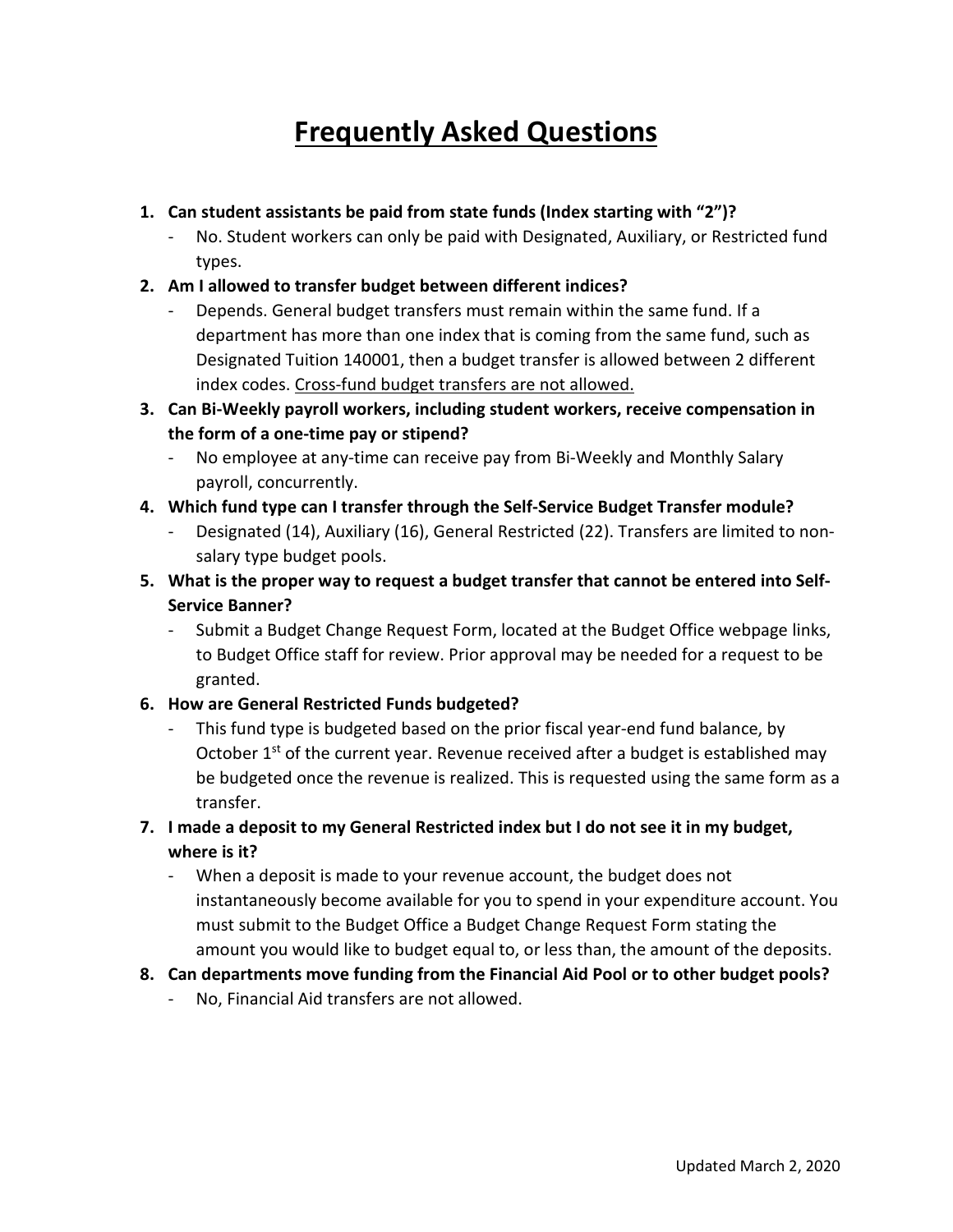# Frequently Asked Questions

1. **Can student assistants be paid from state funds (Index starting with "2")?**
   - No. Student workers can only be paid with Designated, Auxiliary, or Restricted fund types.
2. **Am I allowed to transfer budget between different indices?**
   - Depends. General budget transfers must remain within the same fund. If a department has more than one index that is coming from the same fund, such as Designated Tuition 140001, then a budget transfer is allowed between 2 different index codes. <u>Cross-fund budget transfers are not allowed.</u>
3. **Can Bi-Weekly payroll workers, including student workers, receive compensation in the form of a one-time pay or stipend?**
   - No employee at any-time can receive pay from Bi-Weekly and Monthly Salary payroll, concurrently.
4. **Which fund type can I transfer through the Self-Service Budget Transfer module?**
   - Designated (14), Auxiliary (16), General Restricted (22). Transfers are limited to non-salary type budget pools.
5. **What is the proper way to request a budget transfer that cannot be entered into Self-Service Banner?**
   - Submit a Budget Change Request Form, located at the Budget Office webpage links, to Budget Office staff for review. Prior approval may be needed for a request to be granted.
6. **How are General Restricted Funds budgeted?**
   - This fund type is budgeted based on the prior fiscal year-end fund balance, by October 1st of the current year. Revenue received after a budget is established may be budgeted once the revenue is realized. This is requested using the same form as a transfer.
7. **I made a deposit to my General Restricted index but I do not see it in my budget, where is it?**
   - When a deposit is made to your revenue account, the budget does not instantaneously become available for you to spend in your expenditure account. You must submit to the Budget Office a Budget Change Request Form stating the amount you would like to budget equal to, or less than, the amount of the deposits.
8. **Can departments move funding from the Financial Aid Pool or to other budget pools?**
   - No, Financial Aid transfers are not allowed.

Updated March 2, 2020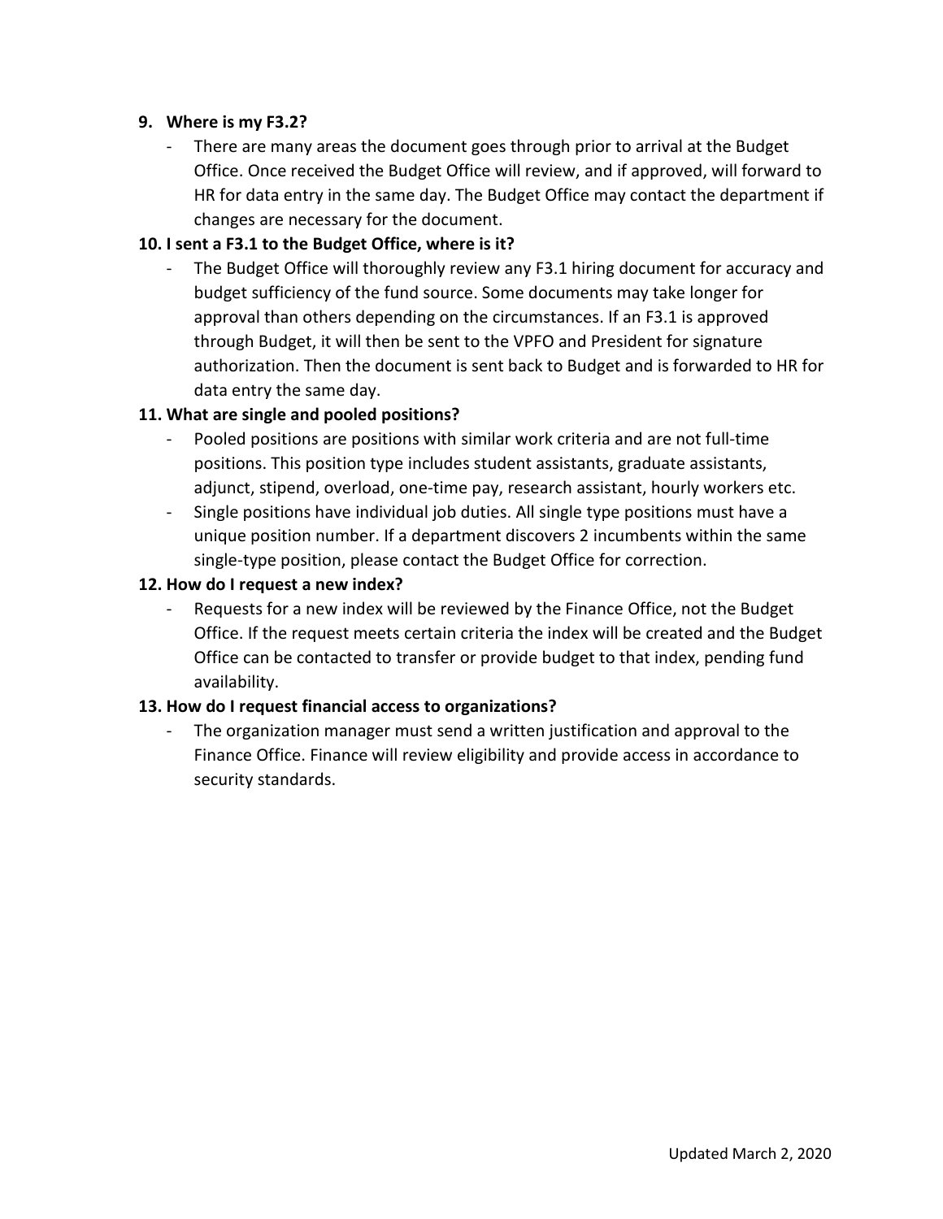**9. Where is my F3.2?**

- There are many areas the document goes through prior to arrival at the Budget Office. Once received the Budget Office will review, and if approved, will forward to HR for data entry in the same day. The Budget Office may contact the department if changes are necessary for the document.

**10. I sent a F3.1 to the Budget Office, where is it?**

- The Budget Office will thoroughly review any F3.1 hiring document for accuracy and budget sufficiency of the fund source. Some documents may take longer for approval than others depending on the circumstances. If an F3.1 is approved through Budget, it will then be sent to the VPFO and President for signature authorization. Then the document is sent back to Budget and is forwarded to HR for data entry the same day.

**11. What are single and pooled positions?**

- Pooled positions are positions with similar work criteria and are not full-time positions. This position type includes student assistants, graduate assistants, adjunct, stipend, overload, one-time pay, research assistant, hourly workers etc.
- Single positions have individual job duties. All single type positions must have a unique position number. If a department discovers 2 incumbents within the same single-type position, please contact the Budget Office for correction.

**12. How do I request a new index?**

- Requests for a new index will be reviewed by the Finance Office, not the Budget Office. If the request meets certain criteria the index will be created and the Budget Office can be contacted to transfer or provide budget to that index, pending fund availability.

**13. How do I request financial access to organizations?**

- The organization manager must send a written justification and approval to the Finance Office. Finance will review eligibility and provide access in accordance to security standards.

Updated March 2, 2020